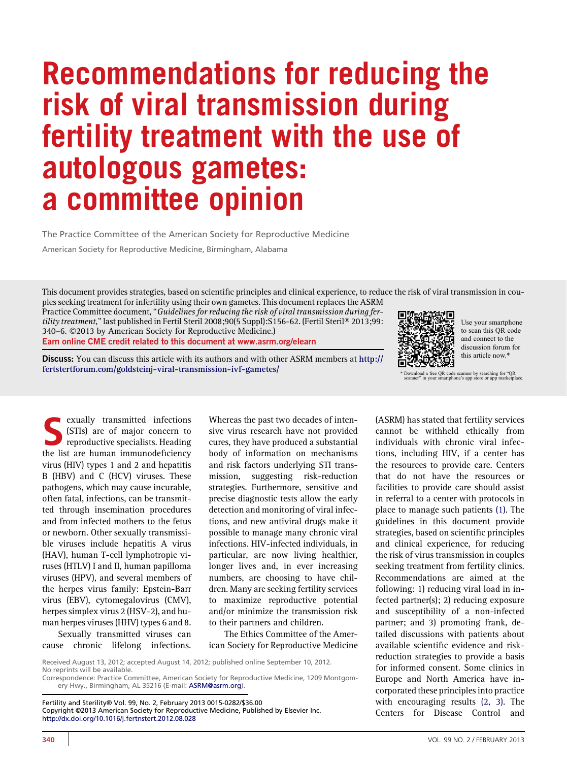# Recommendations for reducing the risk of viral transmission during fertility treatment with the use of autologous gametes: a committee opinion

The Practice Committee of the American Society for Reproductive Medicine

American Society for Reproductive Medicine, Birmingham, Alabama

This document provides strategies, based on scientific principles and clinical experience, to reduce the risk of viral transmission in couples seeking treatment for infertility using their own gametes. This document replaces the ASRM Practice Committee document, "*Guidelines for reducing the risk of viral transmission during fertility treatment*," last published in Fertil Steril 2008;90(5 Suppl):S156-62. (Fertil Steril® 2013;99: 340–6. ©2013 by American Society for Reproductive Medicine.)

**Earn online CME credit related to this document at www.asrm.org/elearn**

**Discuss:** You can discuss this article with its authors and with other ASRM members at http://fertstertforum.com/goldsteinj-viral-transmission-ivf-gametes/

Use your smartphone to scan this QR code and connect to the discussion forum for this article now.*

\* Download a free QR code scanner by searching for "QR scanner" in your smartphone's app store or app marketplace.

Sexually transmitted infections (STIs) are of major concern to reproductive specialists. Heading the list are human immunodeficiency virus (HIV) types 1 and 2 and hepatitis B (HBV) and C (HCV) viruses. These pathogens, which may cause incurable, often fatal, infections, can be transmitted through insemination procedures and from infected mothers to the fetus or newborn. Other sexually transmissible viruses include hepatitis A virus (HAV), human T-cell lymphotropic viruses (HTLV) I and II, human papilloma viruses (HPV), and several members of the herpes virus family: Epstein-Barr virus (EBV), cytomegalovirus (CMV), herpes simplex virus 2 (HSV-2), and human herpes viruses (HHV) types 6 and 8.

Sexually transmitted viruses can cause chronic lifelong infections. Whereas the past two decades of intensive virus research have not provided cures, they have produced a substantial body of information on mechanisms and risk factors underlying STI transmission, suggesting risk-reduction strategies. Furthermore, sensitive and precise diagnostic tests allow the early detection and monitoring of viral infections, and new antiviral drugs make it possible to manage many chronic viral infections. HIV-infected individuals, in particular, are now living healthier, longer lives and, in ever increasing numbers, are choosing to have children. Many are seeking fertility services to maximize reproductive potential and/or minimize the transmission risk to their partners and children.

The Ethics Committee of the American Society for Reproductive Medicine (ASRM) has stated that fertility services cannot be withheld ethically from individuals with chronic viral infections, including HIV, if a center has the resources to provide care. Centers that do not have the resources or facilities to provide care should assist in referral to a center with protocols in place to manage such patients (1). The guidelines in this document provide strategies, based on scientific principles and clinical experience, for reducing the risk of virus transmission in couples seeking treatment from fertility clinics. Recommendations are aimed at the following: 1) reducing viral load in infected partner(s); 2) reducing exposure and susceptibility of a non-infected partner; and 3) promoting frank, detailed discussions with patients about available scientific evidence and risk-reduction strategies to provide a basis for informed consent. Some clinics in Europe and North America have incorporated these principles into practice with encouraging results (2, 3). The Centers for Disease Control and

Received August 13, 2012; accepted August 14, 2012; published online September 10, 2012.
No reprints will be available.
Correspondence: Practice Committee, American Society for Reproductive Medicine, 1209 Montgomery Hwy., Birmingham, AL 35216 (E-mail: ASRM@asrm.org).

Fertility and Sterility® Vol. 99, No. 2, February 2013 0015-0282/$36.00
Copyright ©2013 American Society for Reproductive Medicine, Published by Elsevier Inc.
http://dx.doi.org/10.1016/j.fertnstert.2012.08.028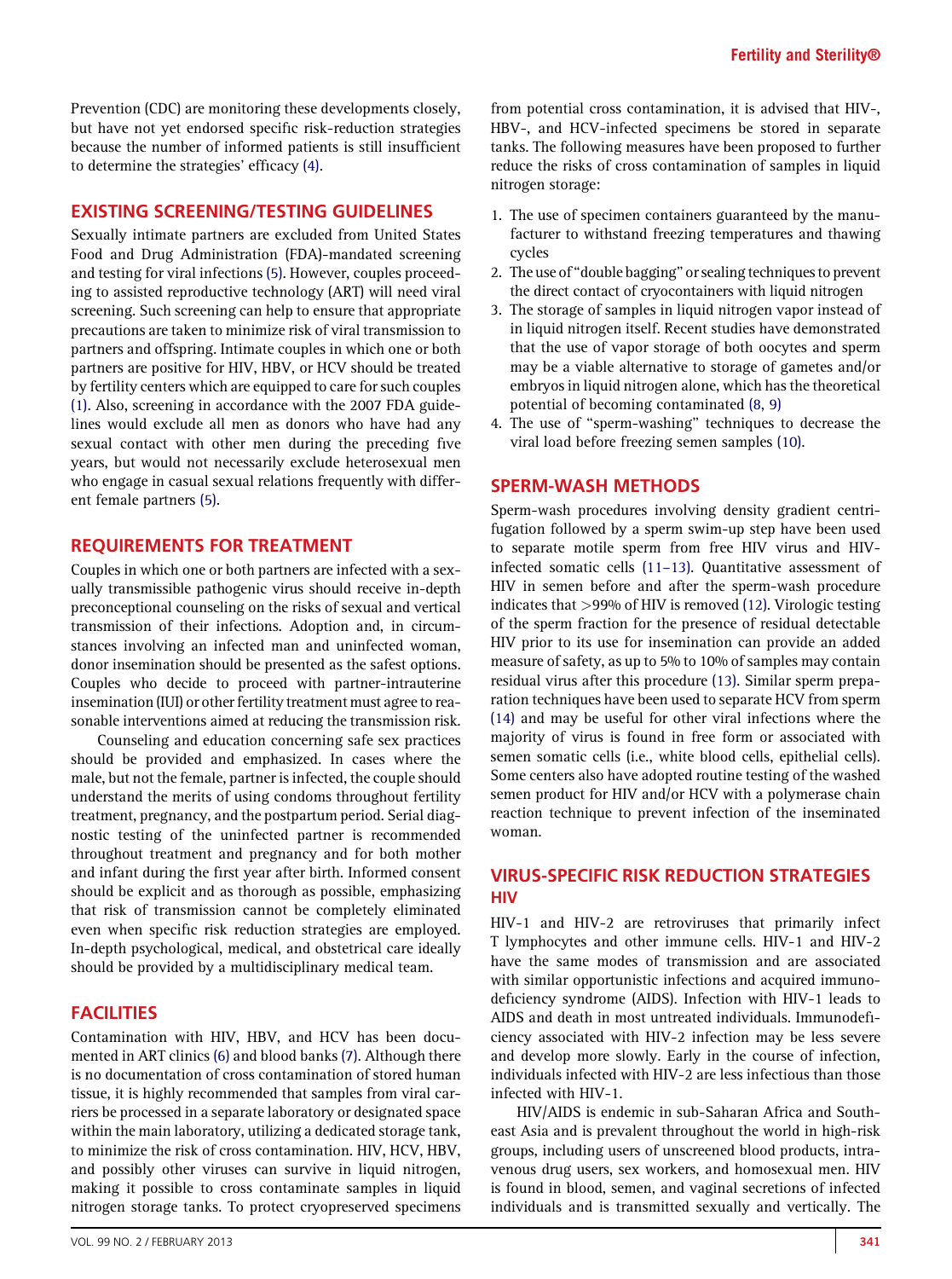Prevention (CDC) are monitoring these developments closely, but have not yet endorsed specific risk-reduction strategies because the number of informed patients is still insufficient to determine the strategies' efficacy (4).

## EXISTING SCREENING/TESTING GUIDELINES

Sexually intimate partners are excluded from United States Food and Drug Administration (FDA)-mandated screening and testing for viral infections (5). However, couples proceeding to assisted reproductive technology (ART) will need viral screening. Such screening can help to ensure that appropriate precautions are taken to minimize risk of viral transmission to partners and offspring. Intimate couples in which one or both partners are positive for HIV, HBV, or HCV should be treated by fertility centers which are equipped to care for such couples (1). Also, screening in accordance with the 2007 FDA guidelines would exclude all men as donors who have had any sexual contact with other men during the preceding five years, but would not necessarily exclude heterosexual men who engage in casual sexual relations frequently with different female partners (5).

## REQUIREMENTS FOR TREATMENT

Couples in which one or both partners are infected with a sexually transmissible pathogenic virus should receive in-depth preconceptional counseling on the risks of sexual and vertical transmission of their infections. Adoption and, in circumstances involving an infected man and uninfected woman, donor insemination should be presented as the safest options. Couples who decide to proceed with partner-intrauterine insemination (IUI) or other fertility treatment must agree to reasonable interventions aimed at reducing the transmission risk.

Counseling and education concerning safe sex practices should be provided and emphasized. In cases where the male, but not the female, partner is infected, the couple should understand the merits of using condoms throughout fertility treatment, pregnancy, and the postpartum period. Serial diagnostic testing of the uninfected partner is recommended throughout treatment and pregnancy and for both mother and infant during the first year after birth. Informed consent should be explicit and as thorough as possible, emphasizing that risk of transmission cannot be completely eliminated even when specific risk reduction strategies are employed. In-depth psychological, medical, and obstetrical care ideally should be provided by a multidisciplinary medical team.

## FACILITIES

Contamination with HIV, HBV, and HCV has been documented in ART clinics (6) and blood banks (7). Although there is no documentation of cross contamination of stored human tissue, it is highly recommended that samples from viral carriers be processed in a separate laboratory or designated space within the main laboratory, utilizing a dedicated storage tank, to minimize the risk of cross contamination. HIV, HCV, HBV, and possibly other viruses can survive in liquid nitrogen, making it possible to cross contaminate samples in liquid nitrogen storage tanks. To protect cryopreserved specimens from potential cross contamination, it is advised that HIV-, HBV-, and HCV-infected specimens be stored in separate tanks. The following measures have been proposed to further reduce the risks of cross contamination of samples in liquid nitrogen storage:

1. The use of specimen containers guaranteed by the manufacturer to withstand freezing temperatures and thawing cycles
2. The use of "double bagging" or sealing techniques to prevent the direct contact of cryocontainers with liquid nitrogen
3. The storage of samples in liquid nitrogen vapor instead of in liquid nitrogen itself. Recent studies have demonstrated that the use of vapor storage of both oocytes and sperm may be a viable alternative to storage of gametes and/or embryos in liquid nitrogen alone, which has the theoretical potential of becoming contaminated (8, 9)
4. The use of "sperm-washing" techniques to decrease the viral load before freezing semen samples (10).

## SPERM-WASH METHODS

Sperm-wash procedures involving density gradient centrifugation followed by a sperm swim-up step have been used to separate motile sperm from free HIV virus and HIV-infected somatic cells (11–13). Quantitative assessment of HIV in semen before and after the sperm-wash procedure indicates that >99% of HIV is removed (12). Virologic testing of the sperm fraction for the presence of residual detectable HIV prior to its use for insemination can provide an added measure of safety, as up to 5% to 10% of samples may contain residual virus after this procedure (13). Similar sperm preparation techniques have been used to separate HCV from sperm (14) and may be useful for other viral infections where the majority of virus is found in free form or associated with semen somatic cells (i.e., white blood cells, epithelial cells). Some centers also have adopted routine testing of the washed semen product for HIV and/or HCV with a polymerase chain reaction technique to prevent infection of the inseminated woman.

## VIRUS-SPECIFIC RISK REDUCTION STRATEGIES

### HIV

HIV-1 and HIV-2 are retroviruses that primarily infect T lymphocytes and other immune cells. HIV-1 and HIV-2 have the same modes of transmission and are associated with similar opportunistic infections and acquired immunodeficiency syndrome (AIDS). Infection with HIV-1 leads to AIDS and death in most untreated individuals. Immunodeficiency associated with HIV-2 infection may be less severe and develop more slowly. Early in the course of infection, individuals infected with HIV-2 are less infectious than those infected with HIV-1.

HIV/AIDS is endemic in sub-Saharan Africa and Southeast Asia and is prevalent throughout the world in high-risk groups, including users of unscreened blood products, intravenous drug users, sex workers, and homosexual men. HIV is found in blood, semen, and vaginal secretions of infected individuals and is transmitted sexually and vertically. The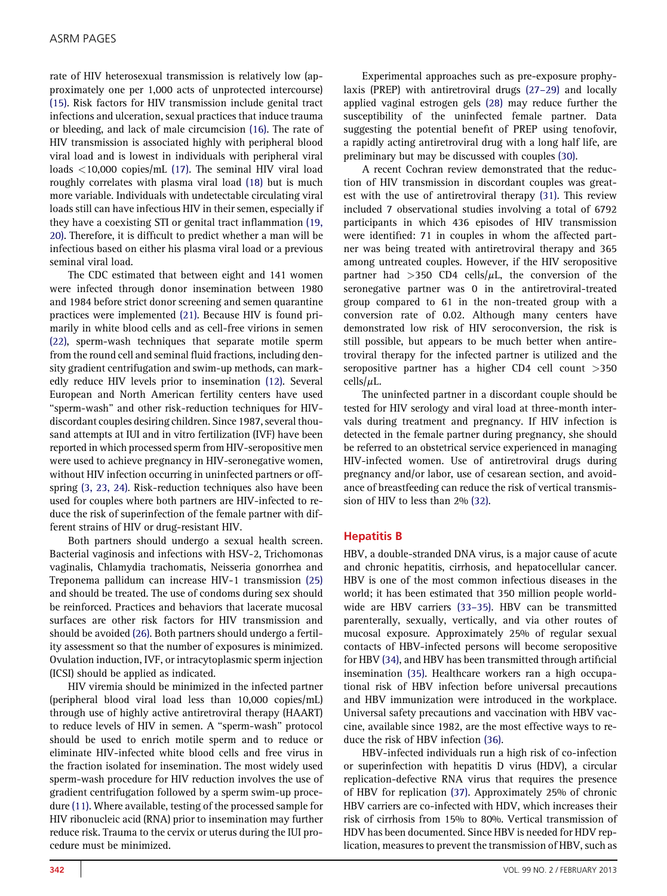rate of HIV heterosexual transmission is relatively low (approximately one per 1,000 acts of unprotected intercourse) (15). Risk factors for HIV transmission include genital tract infections and ulceration, sexual practices that induce trauma or bleeding, and lack of male circumcision (16). The rate of HIV transmission is associated highly with peripheral blood viral load and is lowest in individuals with peripheral viral loads <10,000 copies/mL (17). The seminal HIV viral load roughly correlates with plasma viral load (18) but is much more variable. Individuals with undetectable circulating viral loads still can have infectious HIV in their semen, especially if they have a coexisting STI or genital tract inflammation (19, 20). Therefore, it is difficult to predict whether a man will be infectious based on either his plasma viral load or a previous seminal viral load.

The CDC estimated that between eight and 141 women were infected through donor insemination between 1980 and 1984 before strict donor screening and semen quarantine practices were implemented (21). Because HIV is found primarily in white blood cells and as cell-free virions in semen (22), sperm-wash techniques that separate motile sperm from the round cell and seminal fluid fractions, including density gradient centrifugation and swim-up methods, can markedly reduce HIV levels prior to insemination (12). Several European and North American fertility centers have used "sperm-wash" and other risk-reduction techniques for HIV-discordant couples desiring children. Since 1987, several thousand attempts at IUI and in vitro fertilization (IVF) have been reported in which processed sperm from HIV-seropositive men were used to achieve pregnancy in HIV-seronegative women, without HIV infection occurring in uninfected partners or offspring (3, 23, 24). Risk-reduction techniques also have been used for couples where both partners are HIV-infected to reduce the risk of superinfection of the female partner with different strains of HIV or drug-resistant HIV.

Both partners should undergo a sexual health screen. Bacterial vaginosis and infections with HSV-2, Trichomonas vaginalis, Chlamydia trachomatis, Neisseria gonorrhea and Treponema pallidum can increase HIV-1 transmission (25) and should be treated. The use of condoms during sex should be reinforced. Practices and behaviors that lacerate mucosal surfaces are other risk factors for HIV transmission and should be avoided (26). Both partners should undergo a fertility assessment so that the number of exposures is minimized. Ovulation induction, IVF, or intracytoplasmic sperm injection (ICSI) should be applied as indicated.

HIV viremia should be minimized in the infected partner (peripheral blood viral load less than 10,000 copies/mL) through use of highly active antiretroviral therapy (HAART) to reduce levels of HIV in semen. A "sperm-wash" protocol should be used to enrich motile sperm and to reduce or eliminate HIV-infected white blood cells and free virus in the fraction isolated for insemination. The most widely used sperm-wash procedure for HIV reduction involves the use of gradient centrifugation followed by a sperm swim-up procedure (11). Where available, testing of the processed sample for HIV ribonucleic acid (RNA) prior to insemination may further reduce risk. Trauma to the cervix or uterus during the IUI procedure must be minimized.

Experimental approaches such as pre-exposure prophylaxis (PREP) with antiretroviral drugs (27–29) and locally applied vaginal estrogen gels (28) may reduce further the susceptibility of the uninfected female partner. Data suggesting the potential benefit of PREP using tenofovir, a rapidly acting antiretroviral drug with a long half life, are preliminary but may be discussed with couples (30).

A recent Cochran review demonstrated that the reduction of HIV transmission in discordant couples was greatest with the use of antiretroviral therapy (31). This review included 7 observational studies involving a total of 6792 participants in which 436 episodes of HIV transmission were identified: 71 in couples in whom the affected partner was being treated with antiretroviral therapy and 365 among untreated couples. However, if the HIV seropositive partner had >350 CD4 cells/$\mu$L, the conversion of the seronegative partner was 0 in the antiretroviral-treated group compared to 61 in the non-treated group with a conversion rate of 0.02. Although many centers have demonstrated low risk of HIV seroconversion, the risk is still possible, but appears to be much better when antiretroviral therapy for the infected partner is utilized and the seropositive partner has a higher CD4 cell count >350 cells/$\mu$L.

The uninfected partner in a discordant couple should be tested for HIV serology and viral load at three-month intervals during treatment and pregnancy. If HIV infection is detected in the female partner during pregnancy, she should be referred to an obstetrical service experienced in managing HIV-infected women. Use of antiretroviral drugs during pregnancy and/or labor, use of cesarean section, and avoidance of breastfeeding can reduce the risk of vertical transmission of HIV to less than 2% (32).

## Hepatitis B

HBV, a double-stranded DNA virus, is a major cause of acute and chronic hepatitis, cirrhosis, and hepatocellular cancer. HBV is one of the most common infectious diseases in the world; it has been estimated that 350 million people worldwide are HBV carriers (33–35). HBV can be transmitted parenterally, sexually, vertically, and via other routes of mucosal exposure. Approximately 25% of regular sexual contacts of HBV-infected persons will become seropositive for HBV (34), and HBV has been transmitted through artificial insemination (35). Healthcare workers ran a high occupational risk of HBV infection before universal precautions and HBV immunization were introduced in the workplace. Universal safety precautions and vaccination with HBV vaccine, available since 1982, are the most effective ways to reduce the risk of HBV infection (36).

HBV-infected individuals run a high risk of co-infection or superinfection with hepatitis D virus (HDV), a circular replication-defective RNA virus that requires the presence of HBV for replication (37). Approximately 25% of chronic HBV carriers are co-infected with HDV, which increases their risk of cirrhosis from 15% to 80%. Vertical transmission of HDV has been documented. Since HBV is needed for HDV replication, measures to prevent the transmission of HBV, such as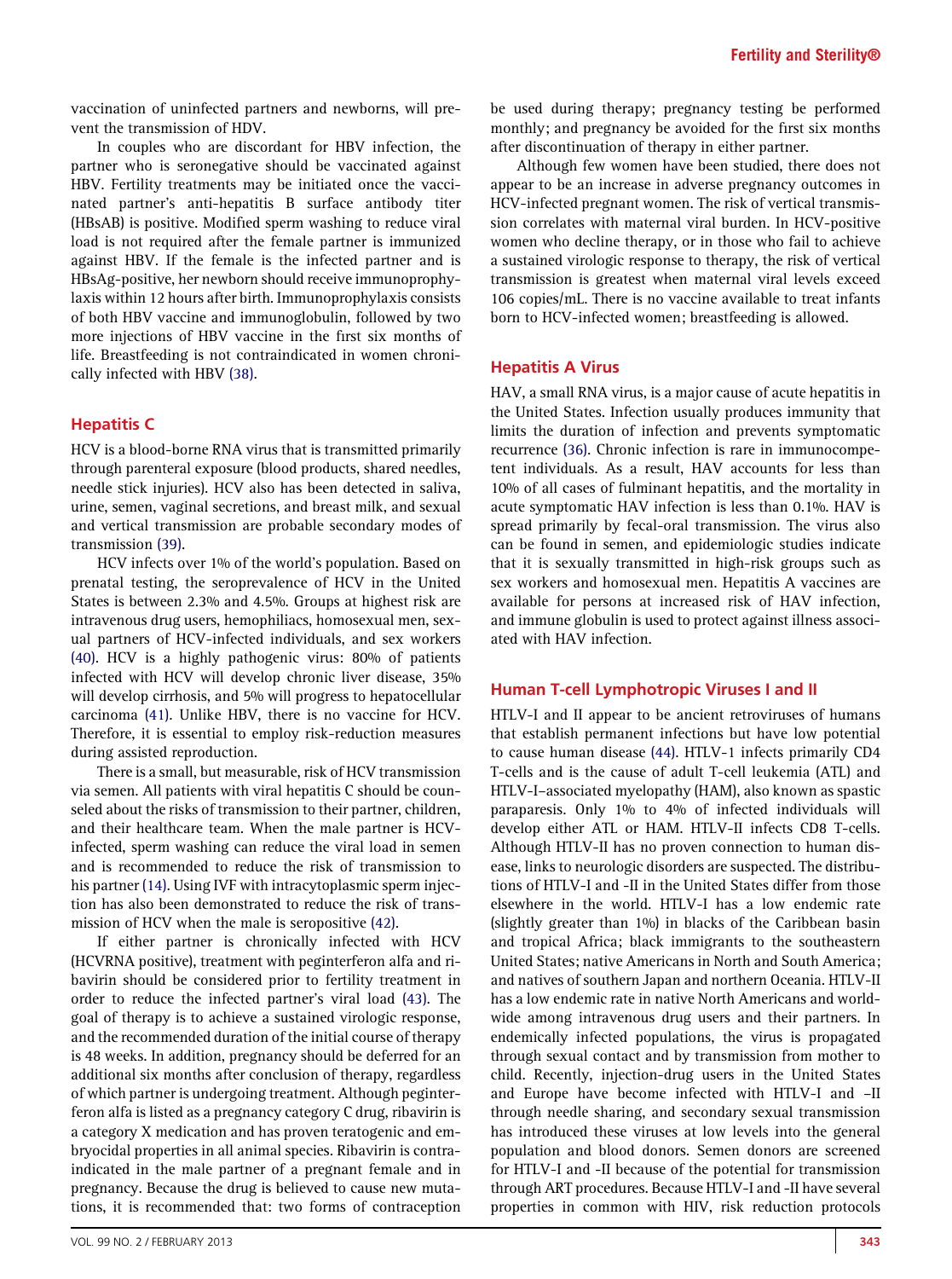vaccination of uninfected partners and newborns, will prevent the transmission of HDV.

In couples who are discordant for HBV infection, the partner who is seronegative should be vaccinated against HBV. Fertility treatments may be initiated once the vaccinated partner's anti-hepatitis B surface antibody titer (HBsAB) is positive. Modified sperm washing to reduce viral load is not required after the female partner is immunized against HBV. If the female is the infected partner and is HBsAg-positive, her newborn should receive immunoprophylaxis within 12 hours after birth. Immunoprophylaxis consists of both HBV vaccine and immunoglobulin, followed by two more injections of HBV vaccine in the first six months of life. Breastfeeding is not contraindicated in women chronically infected with HBV (38).

## Hepatitis C

HCV is a blood-borne RNA virus that is transmitted primarily through parenteral exposure (blood products, shared needles, needle stick injuries). HCV also has been detected in saliva, urine, semen, vaginal secretions, and breast milk, and sexual and vertical transmission are probable secondary modes of transmission (39).

HCV infects over 1% of the world's population. Based on prenatal testing, the seroprevalence of HCV in the United States is between 2.3% and 4.5%. Groups at highest risk are intravenous drug users, hemophiliacs, homosexual men, sexual partners of HCV-infected individuals, and sex workers (40). HCV is a highly pathogenic virus: 80% of patients infected with HCV will develop chronic liver disease, 35% will develop cirrhosis, and 5% will progress to hepatocellular carcinoma (41). Unlike HBV, there is no vaccine for HCV. Therefore, it is essential to employ risk-reduction measures during assisted reproduction.

There is a small, but measurable, risk of HCV transmission via semen. All patients with viral hepatitis C should be counseled about the risks of transmission to their partner, children, and their healthcare team. When the male partner is HCV-infected, sperm washing can reduce the viral load in semen and is recommended to reduce the risk of transmission to his partner (14). Using IVF with intracytoplasmic sperm injection has also been demonstrated to reduce the risk of transmission of HCV when the male is seropositive (42).

If either partner is chronically infected with HCV (HCVRNA positive), treatment with peginterferon alfa and ribavirin should be considered prior to fertility treatment in order to reduce the infected partner's viral load (43). The goal of therapy is to achieve a sustained virologic response, and the recommended duration of the initial course of therapy is 48 weeks. In addition, pregnancy should be deferred for an additional six months after conclusion of therapy, regardless of which partner is undergoing treatment. Although peginterferon alfa is listed as a pregnancy category C drug, ribavirin is a category X medication and has proven teratogenic and embryocidal properties in all animal species. Ribavirin is contraindicated in the male partner of a pregnant female and in pregnancy. Because the drug is believed to cause new mutations, it is recommended that: two forms of contraception be used during therapy; pregnancy testing be performed monthly; and pregnancy be avoided for the first six months after discontinuation of therapy in either partner.

Although few women have been studied, there does not appear to be an increase in adverse pregnancy outcomes in HCV-infected pregnant women. The risk of vertical transmission correlates with maternal viral burden. In HCV-positive women who decline therapy, or in those who fail to achieve a sustained virologic response to therapy, the risk of vertical transmission is greatest when maternal viral levels exceed 106 copies/mL. There is no vaccine available to treat infants born to HCV-infected women; breastfeeding is allowed.

## Hepatitis A Virus

HAV, a small RNA virus, is a major cause of acute hepatitis in the United States. Infection usually produces immunity that limits the duration of infection and prevents symptomatic recurrence (36). Chronic infection is rare in immunocompetent individuals. As a result, HAV accounts for less than 10% of all cases of fulminant hepatitis, and the mortality in acute symptomatic HAV infection is less than 0.1%. HAV is spread primarily by fecal-oral transmission. The virus also can be found in semen, and epidemiologic studies indicate that it is sexually transmitted in high-risk groups such as sex workers and homosexual men. Hepatitis A vaccines are available for persons at increased risk of HAV infection, and immune globulin is used to protect against illness associated with HAV infection.

## Human T-cell Lymphotropic Viruses I and II

HTLV-I and II appear to be ancient retroviruses of humans that establish permanent infections but have low potential to cause human disease (44). HTLV-1 infects primarily CD4 T-cells and is the cause of adult T-cell leukemia (ATL) and HTLV-I–associated myelopathy (HAM), also known as spastic paraparesis. Only 1% to 4% of infected individuals will develop either ATL or HAM. HTLV-II infects CD8 T-cells. Although HTLV-II has no proven connection to human disease, links to neurologic disorders are suspected. The distributions of HTLV-I and -II in the United States differ from those elsewhere in the world. HTLV-I has a low endemic rate (slightly greater than 1%) in blacks of the Caribbean basin and tropical Africa; black immigrants to the southeastern United States; native Americans in North and South America; and natives of southern Japan and northern Oceania. HTLV-II has a low endemic rate in native North Americans and worldwide among intravenous drug users and their partners. In endemically infected populations, the virus is propagated through sexual contact and by transmission from mother to child. Recently, injection-drug users in the United States and Europe have become infected with HTLV-I and –II through needle sharing, and secondary sexual transmission has introduced these viruses at low levels into the general population and blood donors. Semen donors are screened for HTLV-I and -II because of the potential for transmission through ART procedures. Because HTLV-I and -II have several properties in common with HIV, risk reduction protocols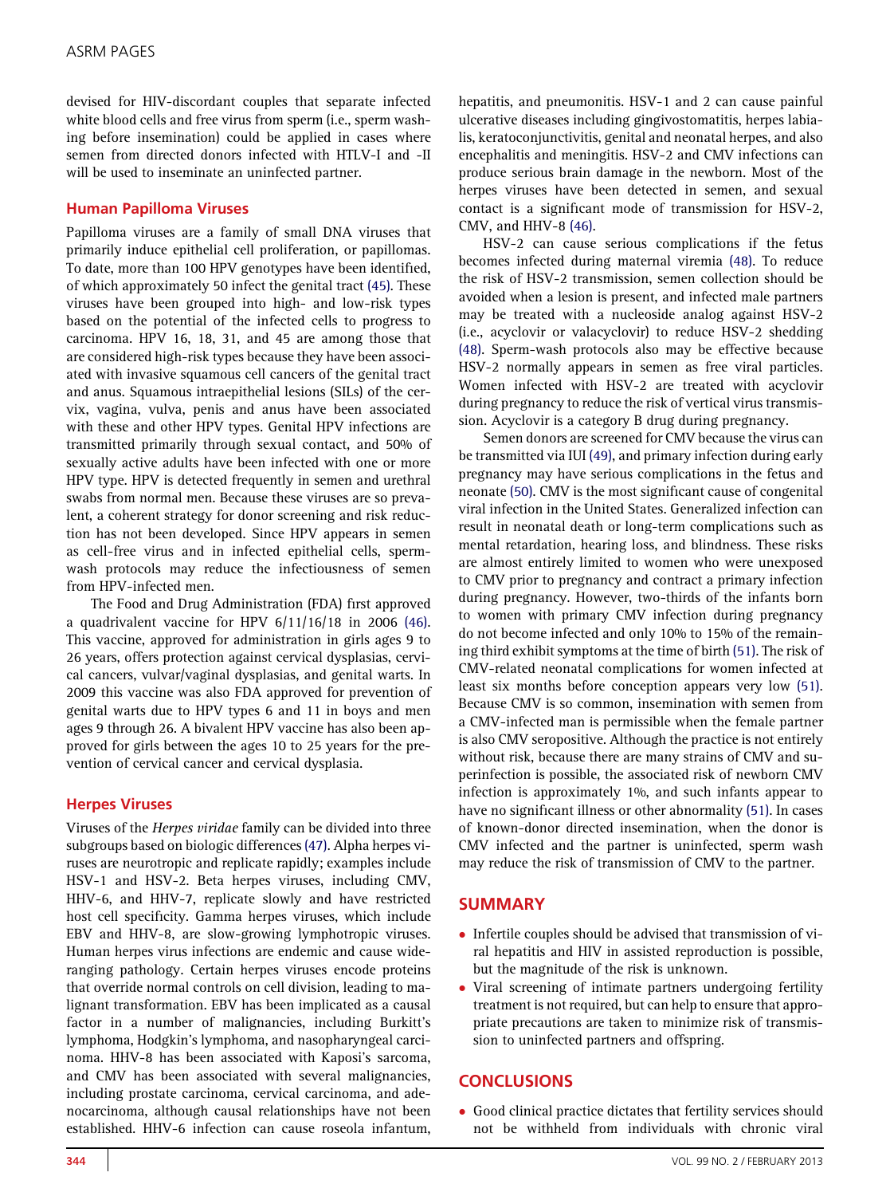devised for HIV-discordant couples that separate infected white blood cells and free virus from sperm (i.e., sperm washing before insemination) could be applied in cases where semen from directed donors infected with HTLV-I and -II will be used to inseminate an uninfected partner.

### Human Papilloma Viruses

Papilloma viruses are a family of small DNA viruses that primarily induce epithelial cell proliferation, or papillomas. To date, more than 100 HPV genotypes have been identified, of which approximately 50 infect the genital tract (45). These viruses have been grouped into high- and low-risk types based on the potential of the infected cells to progress to carcinoma. HPV 16, 18, 31, and 45 are among those that are considered high-risk types because they have been associated with invasive squamous cell cancers of the genital tract and anus. Squamous intraepithelial lesions (SILs) of the cervix, vagina, vulva, penis and anus have been associated with these and other HPV types. Genital HPV infections are transmitted primarily through sexual contact, and 50% of sexually active adults have been infected with one or more HPV type. HPV is detected frequently in semen and urethral swabs from normal men. Because these viruses are so prevalent, a coherent strategy for donor screening and risk reduction has not been developed. Since HPV appears in semen as cell-free virus and in infected epithelial cells, sperm-wash protocols may reduce the infectiousness of semen from HPV-infected men.

The Food and Drug Administration (FDA) first approved a quadrivalent vaccine for HPV 6/11/16/18 in 2006 (46). This vaccine, approved for administration in girls ages 9 to 26 years, offers protection against cervical dysplasias, cervical cancers, vulvar/vaginal dysplasias, and genital warts. In 2009 this vaccine was also FDA approved for prevention of genital warts due to HPV types 6 and 11 in boys and men ages 9 through 26. A bivalent HPV vaccine has also been approved for girls between the ages 10 to 25 years for the prevention of cervical cancer and cervical dysplasia.

### Herpes Viruses

Viruses of the *Herpes viridae* family can be divided into three subgroups based on biologic differences (47). Alpha herpes viruses are neurotropic and replicate rapidly; examples include HSV-1 and HSV-2. Beta herpes viruses, including CMV, HHV-6, and HHV-7, replicate slowly and have restricted host cell specificity. Gamma herpes viruses, which include EBV and HHV-8, are slow-growing lymphotropic viruses. Human herpes virus infections are endemic and cause wide-ranging pathology. Certain herpes viruses encode proteins that override normal controls on cell division, leading to malignant transformation. EBV has been implicated as a causal factor in a number of malignancies, including Burkitt's lymphoma, Hodgkin's lymphoma, and nasopharyngeal carcinoma. HHV-8 has been associated with Kaposi's sarcoma, and CMV has been associated with several malignancies, including prostate carcinoma, cervical carcinoma, and adenocarcinoma, although causal relationships have not been established. HHV-6 infection can cause roseola infantum, hepatitis, and pneumonitis. HSV-1 and 2 can cause painful ulcerative diseases including gingivostomatitis, herpes labialis, keratoconjunctivitis, genital and neonatal herpes, and also encephalitis and meningitis. HSV-2 and CMV infections can produce serious brain damage in the newborn. Most of the herpes viruses have been detected in semen, and sexual contact is a significant mode of transmission for HSV-2, CMV, and HHV-8 (46).

HSV-2 can cause serious complications if the fetus becomes infected during maternal viremia (48). To reduce the risk of HSV-2 transmission, semen collection should be avoided when a lesion is present, and infected male partners may be treated with a nucleoside analog against HSV-2 (i.e., acyclovir or valacyclovir) to reduce HSV-2 shedding (48). Sperm-wash protocols also may be effective because HSV-2 normally appears in semen as free viral particles. Women infected with HSV-2 are treated with acyclovir during pregnancy to reduce the risk of vertical virus transmission. Acyclovir is a category B drug during pregnancy.

Semen donors are screened for CMV because the virus can be transmitted via IUI (49), and primary infection during early pregnancy may have serious complications in the fetus and neonate (50). CMV is the most significant cause of congenital viral infection in the United States. Generalized infection can result in neonatal death or long-term complications such as mental retardation, hearing loss, and blindness. These risks are almost entirely limited to women who were unexposed to CMV prior to pregnancy and contract a primary infection during pregnancy. However, two-thirds of the infants born to women with primary CMV infection during pregnancy do not become infected and only 10% to 15% of the remaining third exhibit symptoms at the time of birth (51). The risk of CMV-related neonatal complications for women infected at least six months before conception appears very low (51). Because CMV is so common, insemination with semen from a CMV-infected man is permissible when the female partner is also CMV seropositive. Although the practice is not entirely without risk, because there are many strains of CMV and superinfection is possible, the associated risk of newborn CMV infection is approximately 1%, and such infants appear to have no significant illness or other abnormality (51). In cases of known-donor directed insemination, when the donor is CMV infected and the partner is uninfected, sperm wash may reduce the risk of transmission of CMV to the partner.

## SUMMARY

- Infertile couples should be advised that transmission of viral hepatitis and HIV in assisted reproduction is possible, but the magnitude of the risk is unknown.
- Viral screening of intimate partners undergoing fertility treatment is not required, but can help to ensure that appropriate precautions are taken to minimize risk of transmission to uninfected partners and offspring.

## CONCLUSIONS

- Good clinical practice dictates that fertility services should not be withheld from individuals with chronic viral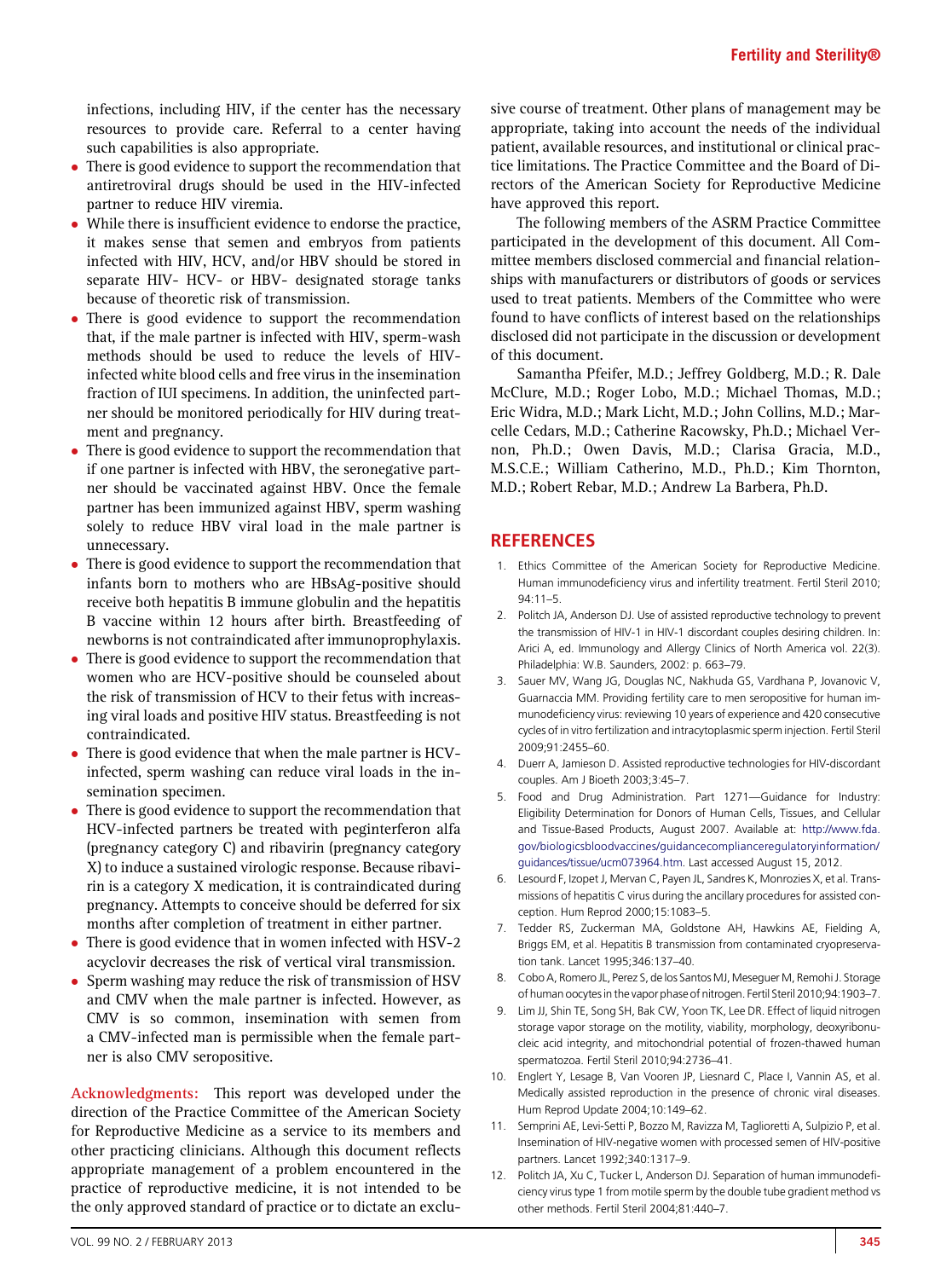infections, including HIV, if the center has the necessary resources to provide care. Referral to a center having such capabilities is also appropriate.

- There is good evidence to support the recommendation that antiretroviral drugs should be used in the HIV-infected partner to reduce HIV viremia.
- While there is insufficient evidence to endorse the practice, it makes sense that semen and embryos from patients infected with HIV, HCV, and/or HBV should be stored in separate HIV- HCV- or HBV- designated storage tanks because of theoretic risk of transmission.
- There is good evidence to support the recommendation that, if the male partner is infected with HIV, sperm-wash methods should be used to reduce the levels of HIV-infected white blood cells and free virus in the insemination fraction of IUI specimens. In addition, the uninfected partner should be monitored periodically for HIV during treatment and pregnancy.
- There is good evidence to support the recommendation that if one partner is infected with HBV, the seronegative partner should be vaccinated against HBV. Once the female partner has been immunized against HBV, sperm washing solely to reduce HBV viral load in the male partner is unnecessary.
- There is good evidence to support the recommendation that infants born to mothers who are HBsAg-positive should receive both hepatitis B immune globulin and the hepatitis B vaccine within 12 hours after birth. Breastfeeding of newborns is not contraindicated after immunoprophylaxis.
- There is good evidence to support the recommendation that women who are HCV-positive should be counseled about the risk of transmission of HCV to their fetus with increasing viral loads and positive HIV status. Breastfeeding is not contraindicated.
- There is good evidence that when the male partner is HCV-infected, sperm washing can reduce viral loads in the insemination specimen.
- There is good evidence to support the recommendation that HCV-infected partners be treated with peginterferon alfa (pregnancy category C) and ribavirin (pregnancy category X) to induce a sustained virologic response. Because ribavirin is a category X medication, it is contraindicated during pregnancy. Attempts to conceive should be deferred for six months after completion of treatment in either partner.
- There is good evidence that in women infected with HSV-2 acyclovir decreases the risk of vertical viral transmission.
- Sperm washing may reduce the risk of transmission of HSV and CMV when the male partner is infected. However, as CMV is so common, insemination with semen from a CMV-infected man is permissible when the female partner is also CMV seropositive.

**Acknowledgments:** This report was developed under the direction of the Practice Committee of the American Society for Reproductive Medicine as a service to its members and other practicing clinicians. Although this document reflects appropriate management of a problem encountered in the practice of reproductive medicine, it is not intended to be the only approved standard of practice or to dictate an exclusive course of treatment. Other plans of management may be appropriate, taking into account the needs of the individual patient, available resources, and institutional or clinical practice limitations. The Practice Committee and the Board of Directors of the American Society for Reproductive Medicine have approved this report.

The following members of the ASRM Practice Committee participated in the development of this document. All Committee members disclosed commercial and financial relationships with manufacturers or distributors of goods or services used to treat patients. Members of the Committee who were found to have conflicts of interest based on the relationships disclosed did not participate in the discussion or development of this document.

Samantha Pfeifer, M.D.; Jeffrey Goldberg, M.D.; R. Dale McClure, M.D.; Roger Lobo, M.D.; Michael Thomas, M.D.; Eric Widra, M.D.; Mark Licht, M.D.; John Collins, M.D.; Marcelle Cedars, M.D.; Catherine Racowsky, Ph.D.; Michael Vernon, Ph.D.; Owen Davis, M.D.; Clarisa Gracia, M.D., M.S.C.E.; William Catherino, M.D., Ph.D.; Kim Thornton, M.D.; Robert Rebar, M.D.; Andrew La Barbera, Ph.D.

## REFERENCES

1. Ethics Committee of the American Society for Reproductive Medicine. Human immunodeficiency virus and infertility treatment. Fertil Steril 2010; 94:11–5.
2. Politch JA, Anderson DJ. Use of assisted reproductive technology to prevent the transmission of HIV-1 in HIV-1 discordant couples desiring children. In: Arici A, ed. Immunology and Allergy Clinics of North America vol. 22(3). Philadelphia: W.B. Saunders, 2002: p. 663–79.
3. Sauer MV, Wang JG, Douglas NC, Nakhuda GS, Vardhana P, Jovanovic V, Guarnaccia MM. Providing fertility care to men seropositive for human immunodeficiency virus: reviewing 10 years of experience and 420 consecutive cycles of in vitro fertilization and intracytoplasmic sperm injection. Fertil Steril 2009;91:2455–60.
4. Duerr A, Jamieson D. Assisted reproductive technologies for HIV-discordant couples. Am J Bioeth 2003;3:45–7.
5. Food and Drug Administration. Part 1271—Guidance for Industry: Eligibility Determination for Donors of Human Cells, Tissues, and Cellular and Tissue-Based Products, August 2007. Available at: http://www.fda.gov/biologicsbloodvaccines/guidancecomplianceregulatoryinformation/guidances/tissue/ucm073964.htm. Last accessed August 15, 2012.
6. Lesourd F, Izopet J, Mervan C, Payen JL, Sandres K, Monrozies X, et al. Transmissions of hepatitis C virus during the ancillary procedures for assisted conception. Hum Reprod 2000;15:1083–5.
7. Tedder RS, Zuckerman MA, Goldstone AH, Hawkins AE, Fielding A, Briggs EM, et al. Hepatitis B transmission from contaminated cryopreservation tank. Lancet 1995;346:137–40.
8. Cobo A, Romero JL, Perez S, de los Santos MJ, Meseguer M, Remohi J. Storage of human oocytes in the vapor phase of nitrogen. Fertil Steril 2010;94:1903–7.
9. Lim JJ, Shin TE, Song SH, Bak CW, Yoon TK, Lee DR. Effect of liquid nitrogen storage vapor storage on the motility, viability, morphology, deoxyribonucleic acid integrity, and mitochondrial potential of frozen-thawed human spermatozoa. Fertil Steril 2010;94:2736–41.
10. Englert Y, Lesage B, Van Vooren JP, Liesnard C, Place I, Vannin AS, et al. Medically assisted reproduction in the presence of chronic viral diseases. Hum Reprod Update 2004;10:149–62.
11. Semprini AE, Levi-Setti P, Bozzo M, Ravizza M, Taglioretti A, Sulpizio P, et al. Insemination of HIV-negative women with processed semen of HIV-positive partners. Lancet 1992;340:1317–9.
12. Politch JA, Xu C, Tucker L, Anderson DJ. Separation of human immunodeficiency virus type 1 from motile sperm by the double tube gradient method vs other methods. Fertil Steril 2004;81:440–7.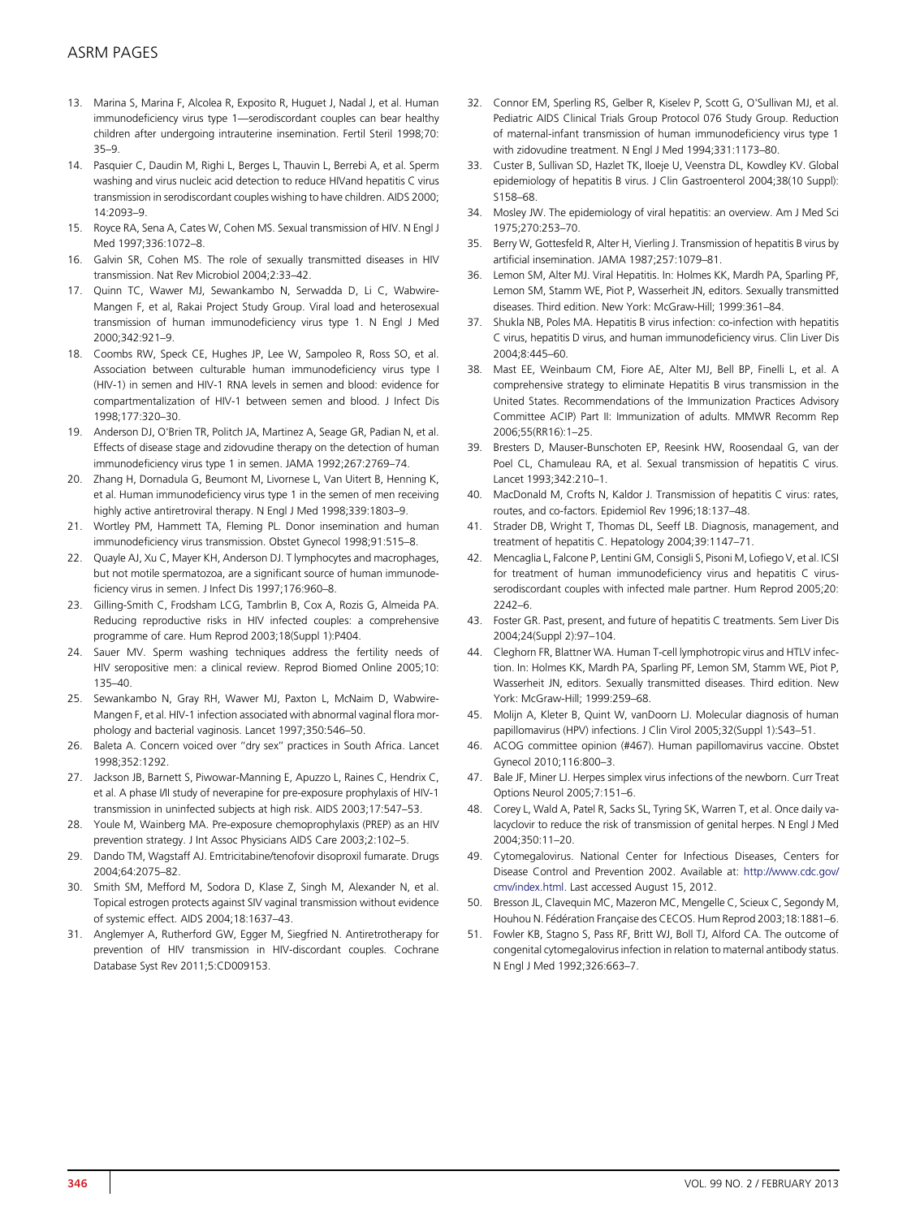13. Marina S, Marina F, Alcolea R, Exposito R, Huguet J, Nadal J, et al. Human immunodeficiency virus type 1—serodiscordant couples can bear healthy children after undergoing intrauterine insemination. Fertil Steril 1998;70:35–9.
14. Pasquier C, Daudin M, Righi L, Berges L, Thauvin L, Berrebi A, et al. Sperm washing and virus nucleic acid detection to reduce HIVand hepatitis C virus transmission in serodiscordant couples wishing to have children. AIDS 2000;14:2093–9.
15. Royce RA, Sena A, Cates W, Cohen MS. Sexual transmission of HIV. N Engl J Med 1997;336:1072–8.
16. Galvin SR, Cohen MS. The role of sexually transmitted diseases in HIV transmission. Nat Rev Microbiol 2004;2:33–42.
17. Quinn TC, Wawer MJ, Sewankambo N, Serwadda D, Li C, Wabwire-Mangen F, et al, Rakai Project Study Group. Viral load and heterosexual transmission of human immunodeficiency virus type 1. N Engl J Med 2000;342:921–9.
18. Coombs RW, Speck CE, Hughes JP, Lee W, Sampoleo R, Ross SO, et al. Association between culturable human immunodeficiency virus type I (HIV-1) in semen and HIV-1 RNA levels in semen and blood: evidence for compartmentalization of HIV-1 between semen and blood. J Infect Dis 1998;177:320–30.
19. Anderson DJ, O'Brien TR, Politch JA, Martinez A, Seage GR, Padian N, et al. Effects of disease stage and zidovudine therapy on the detection of human immunodeficiency virus type 1 in semen. JAMA 1992;267:2769–74.
20. Zhang H, Dornadula G, Beumont M, Livornese L, Van Uitert B, Henning K, et al. Human immunodeficiency virus type 1 in the semen of men receiving highly active antiretroviral therapy. N Engl J Med 1998;339:1803–9.
21. Wortley PM, Hammett TA, Fleming PL. Donor insemination and human immunodeficiency virus transmission. Obstet Gynecol 1998;91:515–8.
22. Quayle AJ, Xu C, Mayer KH, Anderson DJ. T lymphocytes and macrophages, but not motile spermatozoa, are a significant source of human immunodeficiency virus in semen. J Infect Dis 1997;176:960–8.
23. Gilling-Smith C, Frodsham LCG, Tambrlin B, Cox A, Rozis G, Almeida PA. Reducing reproductive risks in HIV infected couples: a comprehensive programme of care. Hum Reprod 2003;18(Suppl 1):P404.
24. Sauer MV. Sperm washing techniques address the fertility needs of HIV seropositive men: a clinical review. Reprod Biomed Online 2005;10:135–40.
25. Sewankambo N, Gray RH, Wawer MJ, Paxton L, McNaim D, Wabwire-Mangen F, et al. HIV-1 infection associated with abnormal vaginal flora morphology and bacterial vaginosis. Lancet 1997;350:546–50.
26. Baleta A. Concern voiced over "dry sex" practices in South Africa. Lancet 1998;352:1292.
27. Jackson JB, Barnett S, Piwowar-Manning E, Apuzzo L, Raines C, Hendrix C, et al. A phase I/II study of neverapine for pre-exposure prophylaxis of HIV-1 transmission in uninfected subjects at high risk. AIDS 2003;17:547–53.
28. Youle M, Wainberg MA. Pre-exposure chemoprophylaxis (PREP) as an HIV prevention strategy. J Int Assoc Physicians AIDS Care 2003;2:102–5.
29. Dando TM, Wagstaff AJ. Emtricitabine/tenofovir disoproxil fumarate. Drugs 2004;64:2075–82.
30. Smith SM, Mefford M, Sodora D, Klase Z, Singh M, Alexander N, et al. Topical estrogen protects against SIV vaginal transmission without evidence of systemic effect. AIDS 2004;18:1637–43.
31. Anglemyer A, Rutherford GW, Egger M, Siegfried N. Antiretrotherapy for prevention of HIV transmission in HIV-discordant couples. Cochrane Database Syst Rev 2011;5:CD009153.
32. Connor EM, Sperling RS, Gelber R, Kiselev P, Scott G, O'Sullivan MJ, et al. Pediatric AIDS Clinical Trials Group Protocol 076 Study Group. Reduction of maternal-infant transmission of human immunodeficiency virus type 1 with zidovudine treatment. N Engl J Med 1994;331:1173–80.
33. Custer B, Sullivan SD, Hazlet TK, Iloeje U, Veenstra DL, Kowdley KV. Global epidemiology of hepatitis B virus. J Clin Gastroenterol 2004;38(10 Suppl):S158–68.
34. Mosley JW. The epidemiology of viral hepatitis: an overview. Am J Med Sci 1975;270:253–70.
35. Berry W, Gottesfeld R, Alter H, Vierling J. Transmission of hepatitis B virus by artificial insemination. JAMA 1987;257:1079–81.
36. Lemon SM, Alter MJ. Viral Hepatitis. In: Holmes KK, Mardh PA, Sparling PF, Lemon SM, Stamm WE, Piot P, Wasserheit JN, editors. Sexually transmitted diseases. Third edition. New York: McGraw-Hill; 1999:361–84.
37. Shukla NB, Poles MA. Hepatitis B virus infection: co-infection with hepatitis C virus, hepatitis D virus, and human immunodeficiency virus. Clin Liver Dis 2004;8:445–60.
38. Mast EE, Weinbaum CM, Fiore AE, Alter MJ, Bell BP, Finelli L, et al. A comprehensive strategy to eliminate Hepatitis B virus transmission in the United States. Recommendations of the Immunization Practices Advisory Committee ACIP) Part II: Immunization of adults. MMWR Recomm Rep 2006;55(RR16):1–25.
39. Bresters D, Mauser-Bunschoten EP, Reesink HW, Roosendaal G, van der Poel CL, Chamuleau RA, et al. Sexual transmission of hepatitis C virus. Lancet 1993;342:210–1.
40. MacDonald M, Crofts N, Kaldor J. Transmission of hepatitis C virus: rates, routes, and co-factors. Epidemiol Rev 1996;18:137–48.
41. Strader DB, Wright T, Thomas DL, Seeff LB. Diagnosis, management, and treatment of hepatitis C. Hepatology 2004;39:1147–71.
42. Mencaglia L, Falcone P, Lentini GM, Consigli S, Pisoni M, Lofiego V, et al. ICSI for treatment of human immunodeficiency virus and hepatitis C virus-serodiscordant couples with infected male partner. Hum Reprod 2005;20:2242–6.
43. Foster GR. Past, present, and future of hepatitis C treatments. Sem Liver Dis 2004;24(Suppl 2):97–104.
44. Cleghorn FR, Blattner WA. Human T-cell lymphotropic virus and HTLV infection. In: Holmes KK, Mardh PA, Sparling PF, Lemon SM, Stamm WE, Piot P, Wasserheit JN, editors. Sexually transmitted diseases. Third edition. New York: McGraw-Hill; 1999:259–68.
45. Molijn A, Kleter B, Quint W, vanDoorn LJ. Molecular diagnosis of human papillomavirus (HPV) infections. J Clin Virol 2005;32(Suppl 1):S43–51.
46. ACOG committee opinion (#467). Human papillomavirus vaccine. Obstet Gynecol 2010;116:800–3.
47. Bale JF, Miner LJ. Herpes simplex virus infections of the newborn. Curr Treat Options Neurol 2005;7:151–6.
48. Corey L, Wald A, Patel R, Sacks SL, Tyring SK, Warren T, et al. Once daily valacyclovir to reduce the risk of transmission of genital herpes. N Engl J Med 2004;350:11–20.
49. Cytomegalovirus. National Center for Infectious Diseases, Centers for Disease Control and Prevention 2002. Available at: http://www.cdc.gov/cmv/index.html. Last accessed August 15, 2012.
50. Bresson JL, Clavequin MC, Mazeron MC, Mengelle C, Scieux C, Segondy M, Houhou N. Fédération Française des CECOS. Hum Reprod 2003;18:1881–6.
51. Fowler KB, Stagno S, Pass RF, Britt WJ, Boll TJ, Alford CA. The outcome of congenital cytomegalovirus infection in relation to maternal antibody status. N Engl J Med 1992;326:663–7.